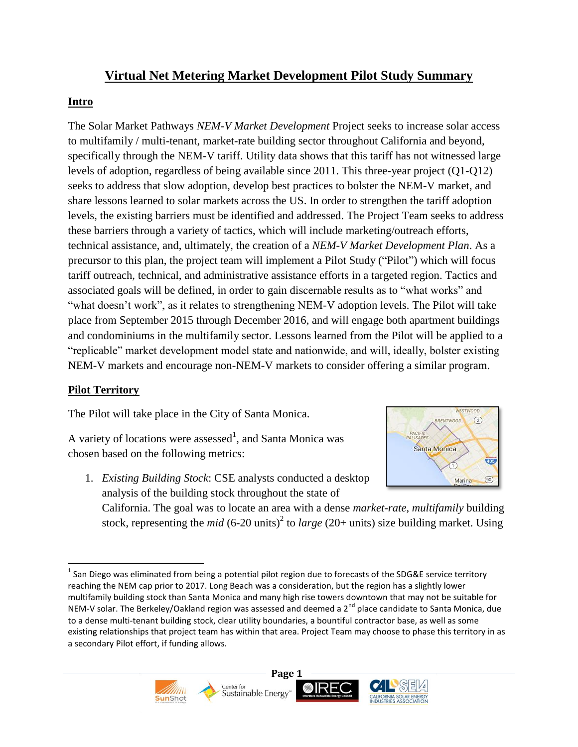# Virtual Net Metering Market Development Pilot Study Summary

## Intro

The Solar Market Pathways *NEM-V Market Development* Project seeks to increase solar access to multifamily / multi-tenant, market-rate building sector throughout California and beyond, specifically through the NEM-V tariff. Utility data shows that this tariff has not witnessed large levels of adoption, regardless of being available since 2011. This three-year project (Q1-Q12) seeks to address that slow adoption, develop best practices to bolster the NEM-V market, and share lessons learned to solar markets across the US. In order to strengthen the tariff adoption levels, the existing barriers must be identified and addressed. The Project Team seeks to address these barriers through a variety of tactics, which will include marketing/outreach efforts, technical assistance, and, ultimately, the creation of a *NEM-V Market Development Plan*. As a precursor to this plan, the project team will implement a Pilot Study ("Pilot") which will focus tariff outreach, technical, and administrative assistance efforts in a targeted region. Tactics and associated goals will be defined, in order to gain discernable results as to "what works" and "what doesn't work", as it relates to strengthening NEM-V adoption levels. The Pilot will take place from September 2015 through December 2016, and will engage both apartment buildings and condominiums in the multifamily sector. Lessons learned from the Pilot will be applied to a "replicable" market development model state and nationwide, and will, ideally, bolster existing NEM-V markets and encourage non-NEM-V markets to consider offering a similar program.

## Pilot Territory

The Pilot will take place in the City of Santa Monica.

A variety of locations were assessed[1], and Santa Monica was chosen based on the following metrics:

1. *Existing Building Stock*: CSE analysts conducted a desktop analysis of the building stock throughout the state of California. The goal was to locate an area with a dense *market-rate*, *multifamily* building stock, representing the *mid* (6-20 units)[2] to *large* (20+ units) size building market. Using

---

[1] San Diego was eliminated from being a potential pilot region due to forecasts of the SDG&E service territory reaching the NEM cap prior to 2017. Long Beach was a consideration, but the region has a slightly lower multifamily building stock than Santa Monica and many high rise towers downtown that may not be suitable for NEM-V solar. The Berkeley/Oakland region was assessed and deemed a 2nd place candidate to Santa Monica, due to a dense multi-tenant building stock, clear utility boundaries, a bountiful contractor base, as well as some existing relationships that project team has within that area. Project Team may choose to phase this territory in as a secondary Pilot effort, if funding allows.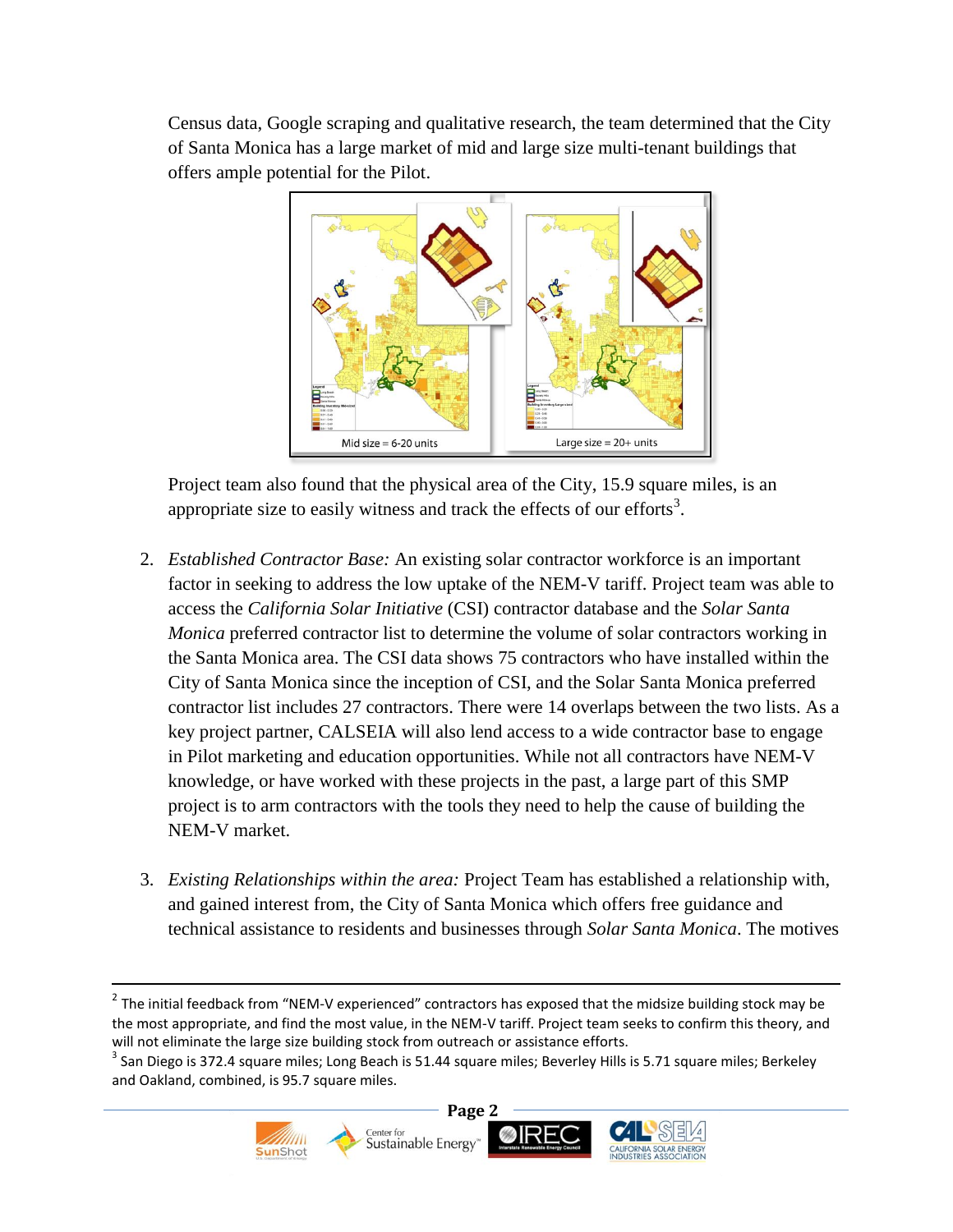Census data, Google scraping and qualitative research, the team determined that the City of Santa Monica has a large market of mid and large size multi-tenant buildings that offers ample potential for the Pilot.

Mid size = 6-20 units

Large size = 20+ units

Project team also found that the physical area of the City, 15.9 square miles, is an appropriate size to easily witness and track the effects of our efforts[3].

2. *Established Contractor Base:* An existing solar contractor workforce is an important factor in seeking to address the low uptake of the NEM-V tariff. Project team was able to access the *California Solar Initiative* (CSI) contractor database and the *Solar Santa Monica* preferred contractor list to determine the volume of solar contractors working in the Santa Monica area. The CSI data shows 75 contractors who have installed within the City of Santa Monica since the inception of CSI, and the Solar Santa Monica preferred contractor list includes 27 contractors. There were 14 overlaps between the two lists. As a key project partner, CALSEIA will also lend access to a wide contractor base to engage in Pilot marketing and education opportunities. While not all contractors have NEM-V knowledge, or have worked with these projects in the past, a large part of this SMP project is to arm contractors with the tools they need to help the cause of building the NEM-V market.

3. *Existing Relationships within the area:* Project Team has established a relationship with, and gained interest from, the City of Santa Monica which offers free guidance and technical assistance to residents and businesses through *Solar Santa Monica*. The motives

---

[2] The initial feedback from "NEM-V experienced" contractors has exposed that the midsize building stock may be the most appropriate, and find the most value, in the NEM-V tariff. Project team seeks to confirm this theory, and will not eliminate the large size building stock from outreach or assistance efforts.

[3] San Diego is 372.4 square miles; Long Beach is 51.44 square miles; Beverley Hills is 5.71 square miles; Berkeley and Oakland, combined, is 95.7 square miles.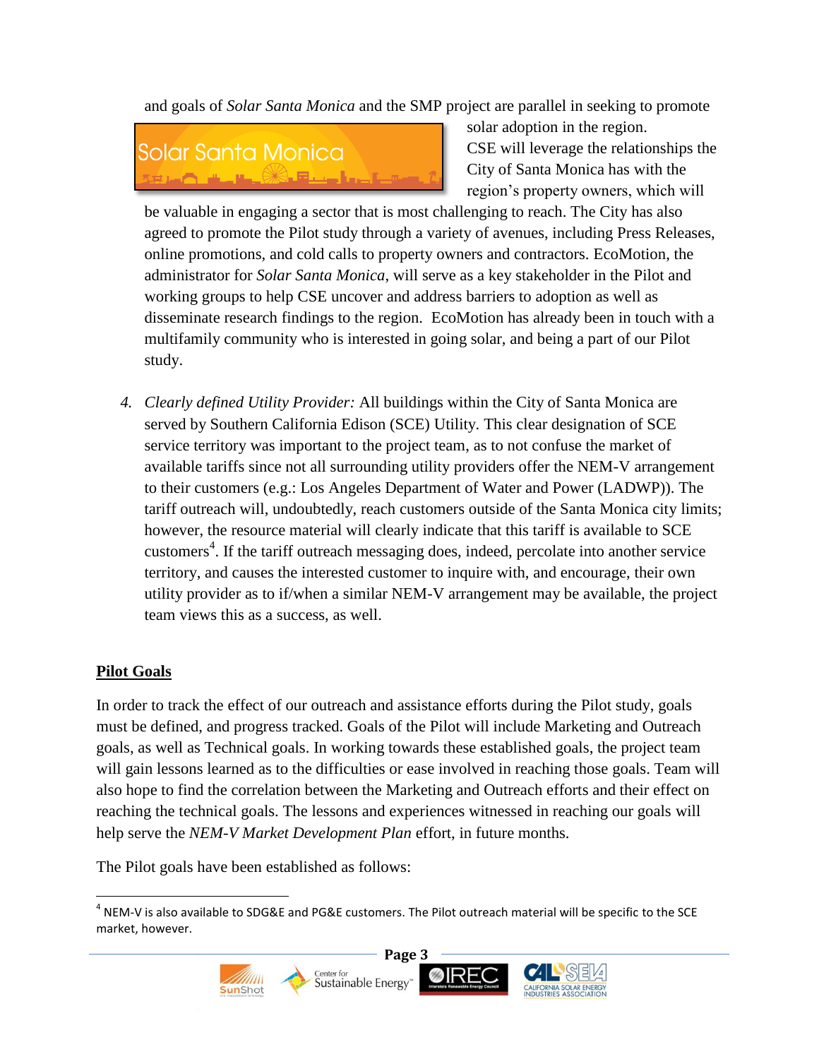and goals of *Solar Santa Monica* and the SMP project are parallel in seeking to promote solar adoption in the region. CSE will leverage the relationships the City of Santa Monica has with the region's property owners, which will be valuable in engaging a sector that is most challenging to reach. The City has also agreed to promote the Pilot study through a variety of avenues, including Press Releases, online promotions, and cold calls to property owners and contractors. EcoMotion, the administrator for *Solar Santa Monica*, will serve as a key stakeholder in the Pilot and working groups to help CSE uncover and address barriers to adoption as well as disseminate research findings to the region. EcoMotion has already been in touch with a multifamily community who is interested in going solar, and being a part of our Pilot study.

4. *Clearly defined Utility Provider:* All buildings within the City of Santa Monica are served by Southern California Edison (SCE) Utility. This clear designation of SCE service territory was important to the project team, as to not confuse the market of available tariffs since not all surrounding utility providers offer the NEM-V arrangement to their customers (e.g.: Los Angeles Department of Water and Power (LADWP)). The tariff outreach will, undoubtedly, reach customers outside of the Santa Monica city limits; however, the resource material will clearly indicate that this tariff is available to SCE customers[4]. If the tariff outreach messaging does, indeed, percolate into another service territory, and causes the interested customer to inquire with, and encourage, their own utility provider as to if/when a similar NEM-V arrangement may be available, the project team views this as a success, as well.

## Pilot Goals

In order to track the effect of our outreach and assistance efforts during the Pilot study, goals must be defined, and progress tracked. Goals of the Pilot will include Marketing and Outreach goals, as well as Technical goals. In working towards these established goals, the project team will gain lessons learned as to the difficulties or ease involved in reaching those goals. Team will also hope to find the correlation between the Marketing and Outreach efforts and their effect on reaching the technical goals. The lessons and experiences witnessed in reaching our goals will help serve the *NEM-V Market Development Plan* effort, in future months.

The Pilot goals have been established as follows:

[4] NEM-V is also available to SDG&E and PG&E customers. The Pilot outreach material will be specific to the SCE market, however.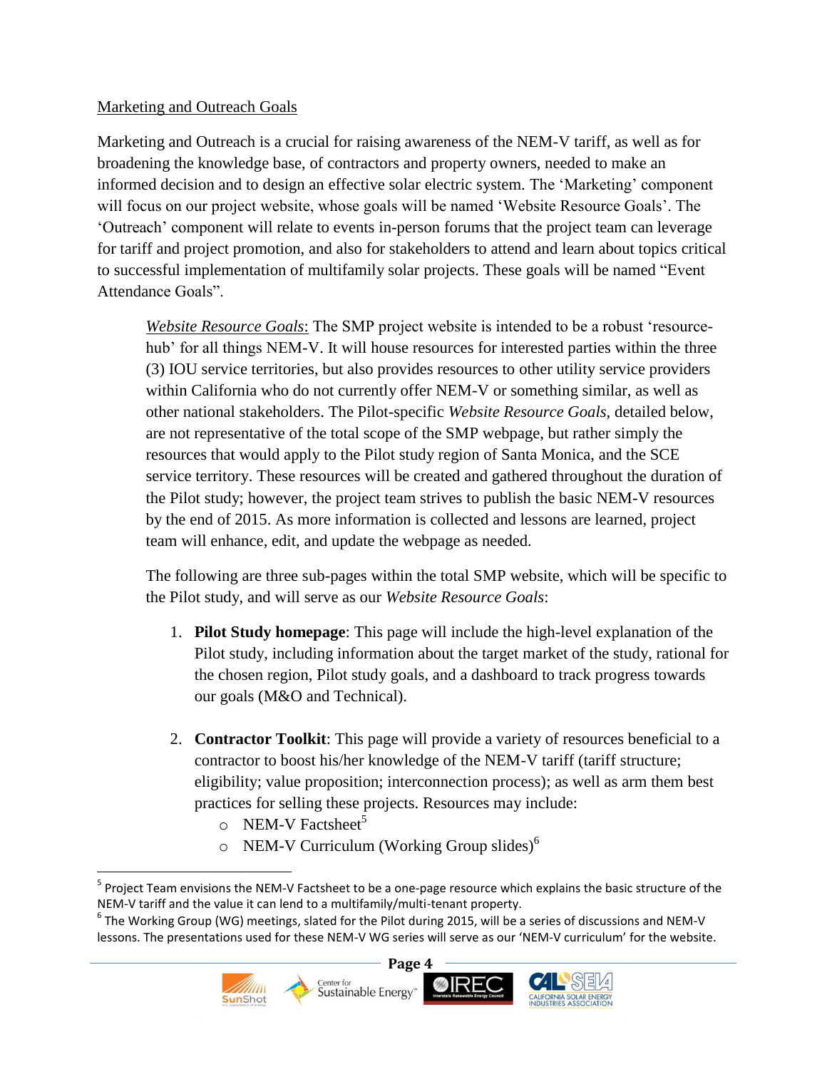Marketing and Outreach Goals

Marketing and Outreach is a crucial for raising awareness of the NEM-V tariff, as well as for broadening the knowledge base, of contractors and property owners, needed to make an informed decision and to design an effective solar electric system. The 'Marketing' component will focus on our project website, whose goals will be named 'Website Resource Goals'. The 'Outreach' component will relate to events in-person forums that the project team can leverage for tariff and project promotion, and also for stakeholders to attend and learn about topics critical to successful implementation of multifamily solar projects. These goals will be named "Event Attendance Goals".

*Website Resource Goals*: The SMP project website is intended to be a robust 'resource-hub' for all things NEM-V. It will house resources for interested parties within the three (3) IOU service territories, but also provides resources to other utility service providers within California who do not currently offer NEM-V or something similar, as well as other national stakeholders. The Pilot-specific *Website Resource Goals,* detailed below, are not representative of the total scope of the SMP webpage, but rather simply the resources that would apply to the Pilot study region of Santa Monica, and the SCE service territory. These resources will be created and gathered throughout the duration of the Pilot study; however, the project team strives to publish the basic NEM-V resources by the end of 2015. As more information is collected and lessons are learned, project team will enhance, edit, and update the webpage as needed.

The following are three sub-pages within the total SMP website, which will be specific to the Pilot study, and will serve as our *Website Resource Goals*:

1. **Pilot Study homepage**: This page will include the high-level explanation of the Pilot study, including information about the target market of the study, rational for the chosen region, Pilot study goals, and a dashboard to track progress towards our goals (M&O and Technical).

2. **Contractor Toolkit**: This page will provide a variety of resources beneficial to a contractor to boost his/her knowledge of the NEM-V tariff (tariff structure; eligibility; value proposition; interconnection process); as well as arm them best practices for selling these projects. Resources may include:
   - NEM-V Factsheet[5]
   - NEM-V Curriculum (Working Group slides)[6]

[5] Project Team envisions the NEM-V Factsheet to be a one-page resource which explains the basic structure of the NEM-V tariff and the value it can lend to a multifamily/multi-tenant property.

[6] The Working Group (WG) meetings, slated for the Pilot during 2015, will be a series of discussions and NEM-V lessons. The presentations used for these NEM-V WG series will serve as our 'NEM-V curriculum' for the website.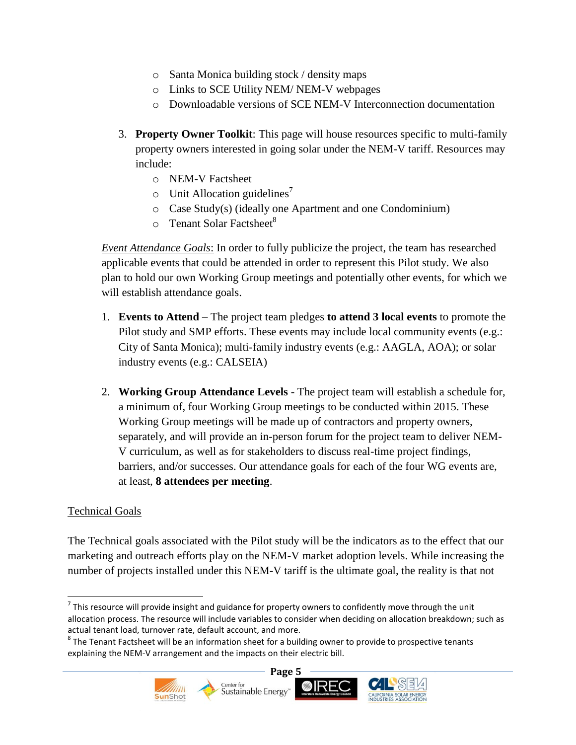- Santa Monica building stock / density maps
  - Links to SCE Utility NEM/ NEM-V webpages
  - Downloadable versions of SCE NEM-V Interconnection documentation

3. **Property Owner Toolkit**: This page will house resources specific to multi-family property owners interested in going solar under the NEM-V tariff. Resources may include:
   - NEM-V Factsheet
   - Unit Allocation guidelines[7]
   - Case Study(s) (ideally one Apartment and one Condominium)
   - Tenant Solar Factsheet[8]

*Event Attendance Goals*: In order to fully publicize the project, the team has researched applicable events that could be attended in order to represent this Pilot study. We also plan to hold our own Working Group meetings and potentially other events, for which we will establish attendance goals.

1. **Events to Attend** – The project team pledges **to attend 3 local events** to promote the Pilot study and SMP efforts. These events may include local community events (e.g.: City of Santa Monica); multi-family industry events (e.g.: AAGLA, AOA); or solar industry events (e.g.: CALSEIA)

2. **Working Group Attendance Levels** - The project team will establish a schedule for, a minimum of, four Working Group meetings to be conducted within 2015. These Working Group meetings will be made up of contractors and property owners, separately, and will provide an in-person forum for the project team to deliver NEM-V curriculum, as well as for stakeholders to discuss real-time project findings, barriers, and/or successes. Our attendance goals for each of the four WG events are, at least, **8 attendees per meeting**.

## Technical Goals

The Technical goals associated with the Pilot study will be the indicators as to the effect that our marketing and outreach efforts play on the NEM-V market adoption levels. While increasing the number of projects installed under this NEM-V tariff is the ultimate goal, the reality is that not

---

[7] This resource will provide insight and guidance for property owners to confidently move through the unit allocation process. The resource will include variables to consider when deciding on allocation breakdown; such as actual tenant load, turnover rate, default account, and more.

[8] The Tenant Factsheet will be an information sheet for a building owner to provide to prospective tenants explaining the NEM-V arrangement and the impacts on their electric bill.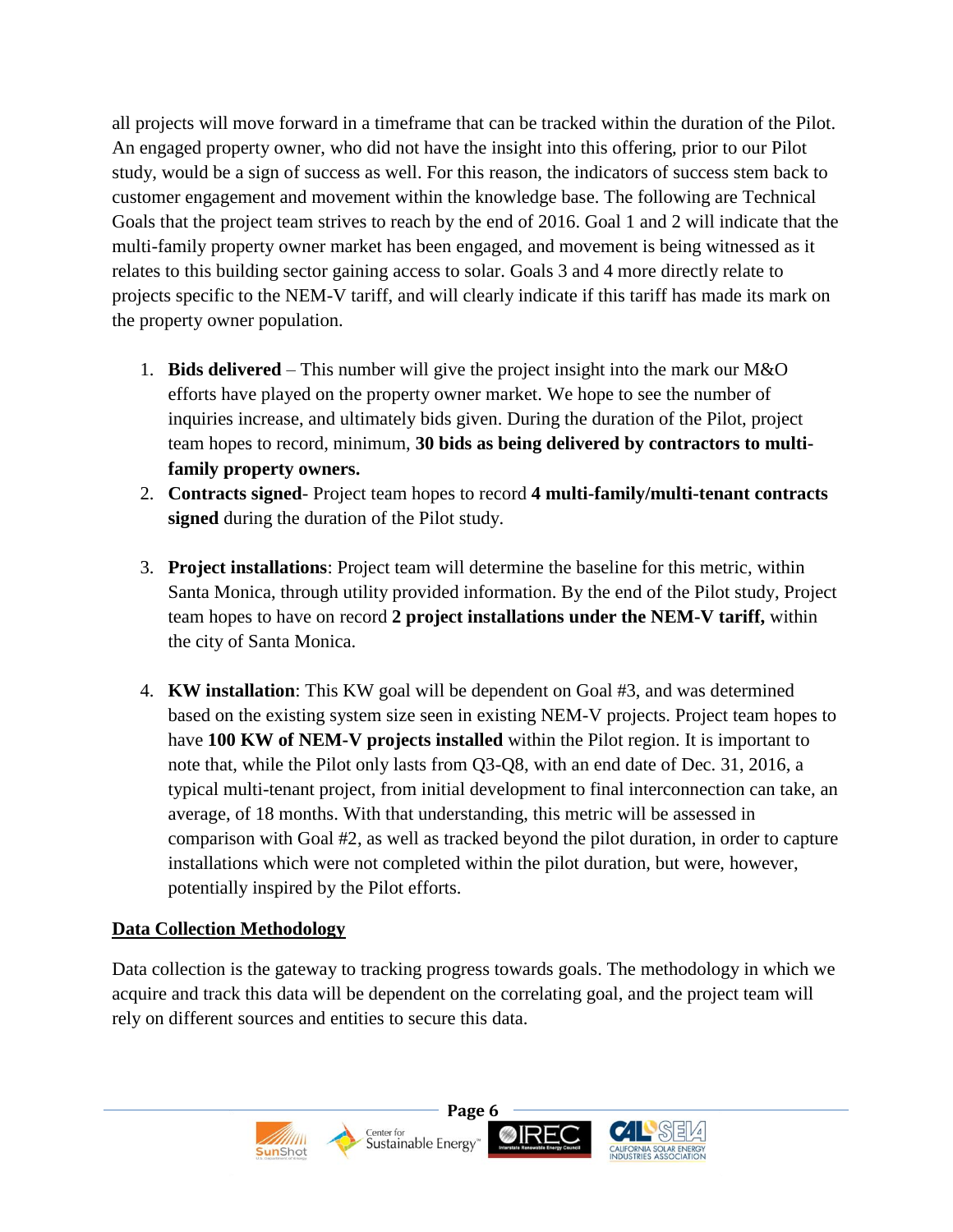all projects will move forward in a timeframe that can be tracked within the duration of the Pilot. An engaged property owner, who did not have the insight into this offering, prior to our Pilot study, would be a sign of success as well. For this reason, the indicators of success stem back to customer engagement and movement within the knowledge base. The following are Technical Goals that the project team strives to reach by the end of 2016. Goal 1 and 2 will indicate that the multi-family property owner market has been engaged, and movement is being witnessed as it relates to this building sector gaining access to solar. Goals 3 and 4 more directly relate to projects specific to the NEM-V tariff, and will clearly indicate if this tariff has made its mark on the property owner population.

1. **Bids delivered** – This number will give the project insight into the mark our M&O efforts have played on the property owner market. We hope to see the number of inquiries increase, and ultimately bids given. During the duration of the Pilot, project team hopes to record, minimum, **30 bids as being delivered by contractors to multi-family property owners.**
2. **Contracts signed**- Project team hopes to record **4 multi-family/multi-tenant contracts signed** during the duration of the Pilot study.
3. **Project installations**: Project team will determine the baseline for this metric, within Santa Monica, through utility provided information. By the end of the Pilot study, Project team hopes to have on record **2 project installations under the NEM-V tariff,** within the city of Santa Monica.
4. **KW installation**: This KW goal will be dependent on Goal #3, and was determined based on the existing system size seen in existing NEM-V projects. Project team hopes to have **100 KW of NEM-V projects installed** within the Pilot region. It is important to note that, while the Pilot only lasts from Q3-Q8, with an end date of Dec. 31, 2016, a typical multi-tenant project, from initial development to final interconnection can take, an average, of 18 months. With that understanding, this metric will be assessed in comparison with Goal #2, as well as tracked beyond the pilot duration, in order to capture installations which were not completed within the pilot duration, but were, however, potentially inspired by the Pilot efforts.

## Data Collection Methodology

Data collection is the gateway to tracking progress towards goals. The methodology in which we acquire and track this data will be dependent on the correlating goal, and the project team will rely on different sources and entities to secure this data.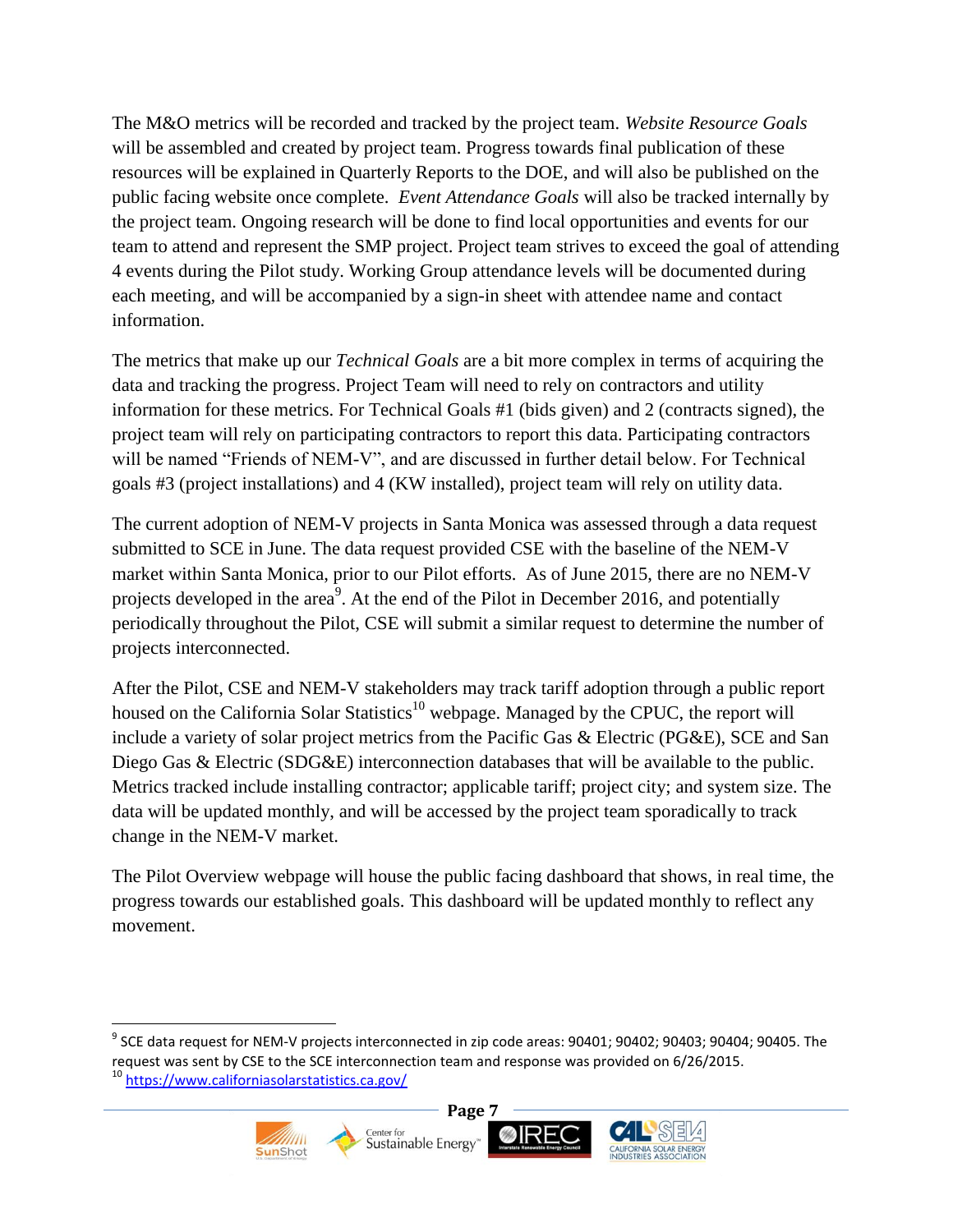The M&O metrics will be recorded and tracked by the project team. *Website Resource Goals* will be assembled and created by project team. Progress towards final publication of these resources will be explained in Quarterly Reports to the DOE, and will also be published on the public facing website once complete. *Event Attendance Goals* will also be tracked internally by the project team. Ongoing research will be done to find local opportunities and events for our team to attend and represent the SMP project. Project team strives to exceed the goal of attending 4 events during the Pilot study. Working Group attendance levels will be documented during each meeting, and will be accompanied by a sign-in sheet with attendee name and contact information.

The metrics that make up our *Technical Goals* are a bit more complex in terms of acquiring the data and tracking the progress. Project Team will need to rely on contractors and utility information for these metrics. For Technical Goals #1 (bids given) and 2 (contracts signed), the project team will rely on participating contractors to report this data. Participating contractors will be named "Friends of NEM-V", and are discussed in further detail below. For Technical goals #3 (project installations) and 4 (KW installed), project team will rely on utility data.

The current adoption of NEM-V projects in Santa Monica was assessed through a data request submitted to SCE in June. The data request provided CSE with the baseline of the NEM-V market within Santa Monica, prior to our Pilot efforts. As of June 2015, there are no NEM-V projects developed in the area[9]. At the end of the Pilot in December 2016, and potentially periodically throughout the Pilot, CSE will submit a similar request to determine the number of projects interconnected.

After the Pilot, CSE and NEM-V stakeholders may track tariff adoption through a public report housed on the California Solar Statistics[10] webpage. Managed by the CPUC, the report will include a variety of solar project metrics from the Pacific Gas & Electric (PG&E), SCE and San Diego Gas & Electric (SDG&E) interconnection databases that will be available to the public. Metrics tracked include installing contractor; applicable tariff; project city; and system size. The data will be updated monthly, and will be accessed by the project team sporadically to track change in the NEM-V market.

The Pilot Overview webpage will house the public facing dashboard that shows, in real time, the progress towards our established goals. This dashboard will be updated monthly to reflect any movement.

---

[9] SCE data request for NEM-V projects interconnected in zip code areas: 90401; 90402; 90403; 90404; 90405. The request was sent by CSE to the SCE interconnection team and response was provided on 6/26/2015.

[10] https://www.californiasolarstatistics.ca.gov/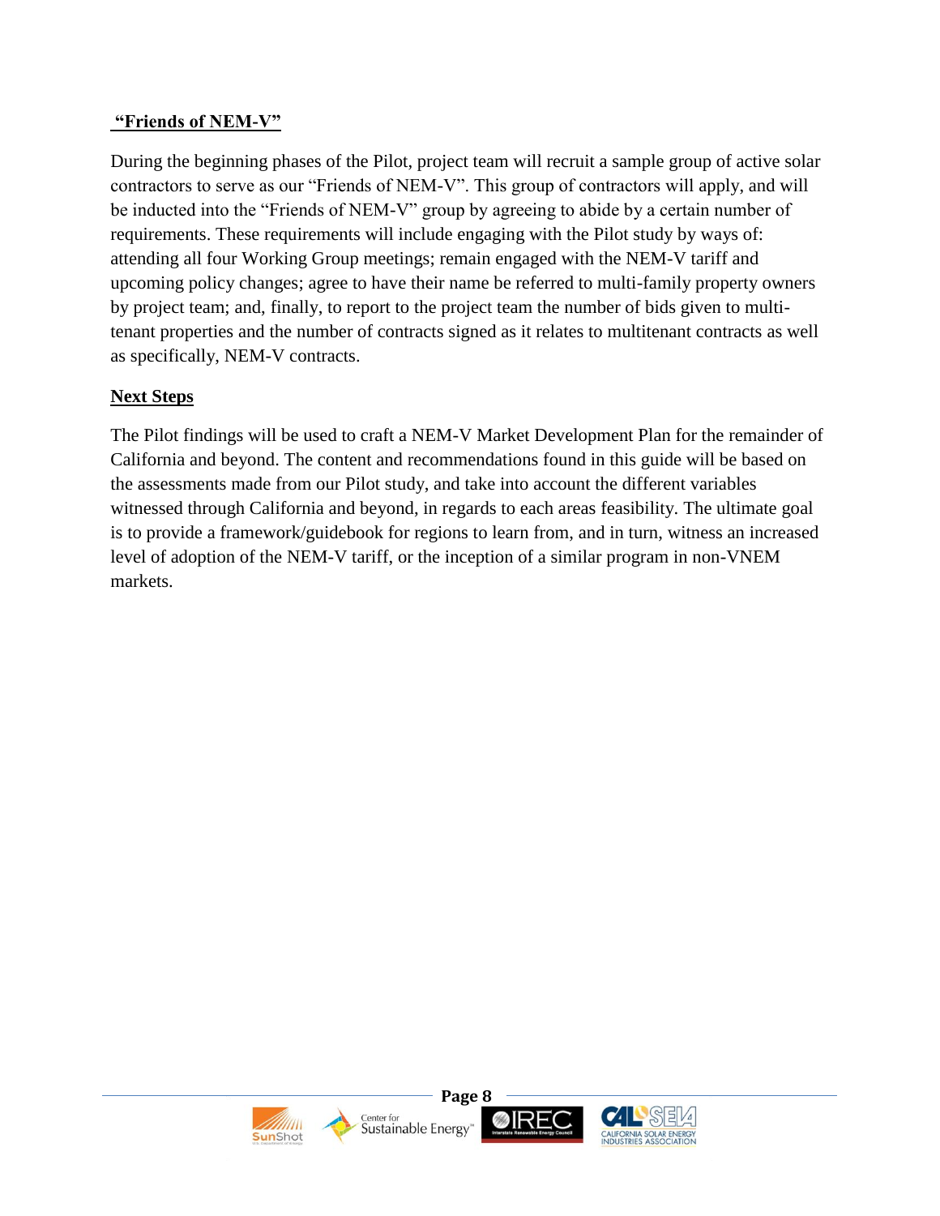## "Friends of NEM-V"

During the beginning phases of the Pilot, project team will recruit a sample group of active solar contractors to serve as our "Friends of NEM-V". This group of contractors will apply, and will be inducted into the "Friends of NEM-V" group by agreeing to abide by a certain number of requirements. These requirements will include engaging with the Pilot study by ways of: attending all four Working Group meetings; remain engaged with the NEM-V tariff and upcoming policy changes; agree to have their name be referred to multi-family property owners by project team; and, finally, to report to the project team the number of bids given to multi-tenant properties and the number of contracts signed as it relates to multitenant contracts as well as specifically, NEM-V contracts.

## Next Steps

The Pilot findings will be used to craft a NEM-V Market Development Plan for the remainder of California and beyond. The content and recommendations found in this guide will be based on the assessments made from our Pilot study, and take into account the different variables witnessed through California and beyond, in regards to each areas feasibility. The ultimate goal is to provide a framework/guidebook for regions to learn from, and in turn, witness an increased level of adoption of the NEM-V tariff, or the inception of a similar program in non-VNEM markets.